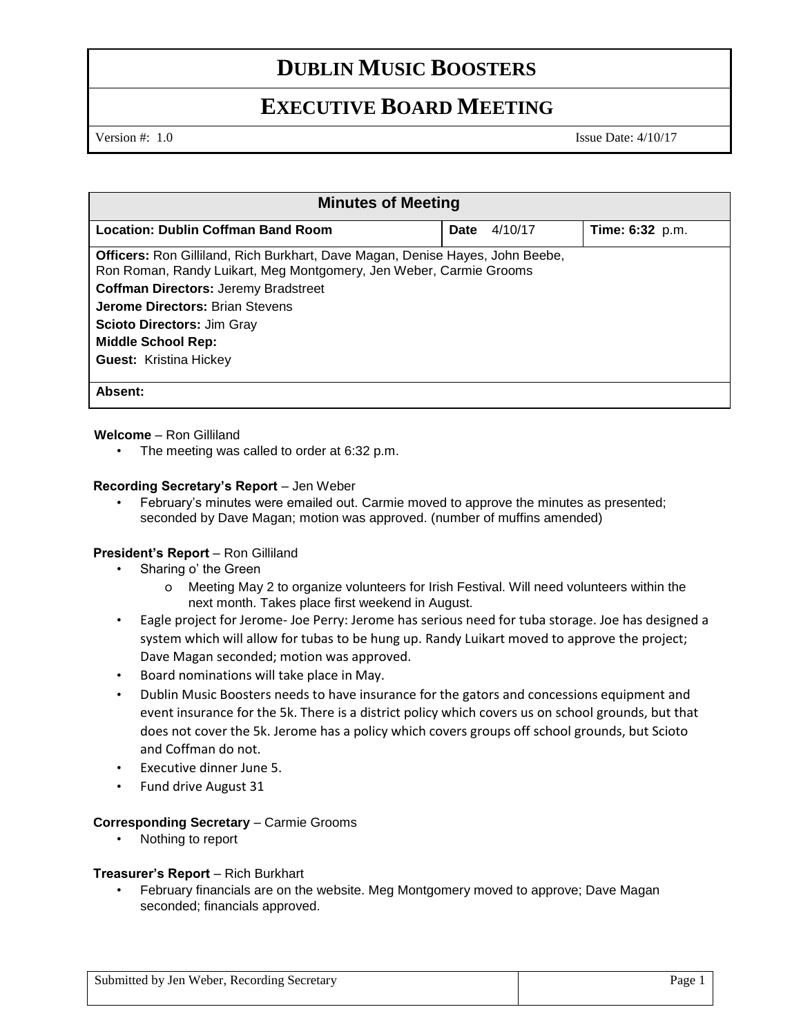# DUBLIN MUSIC BOOSTERS

## EXECUTIVE BOARD MEETING

Version #: 1.0 Issue Date: 4/10/17

| Minutes of Meeting | | |
|---|---|---|
| **Location: Dublin Coffman Band Room** | **Date** 4/10/17 | **Time: 6:32** p.m. |
| **Officers:** Ron Gilliland, Rich Burkhart, Dave Magan, Denise Hayes, John Beebe, Ron Roman, Randy Luikart, Meg Montgomery, Jen Weber, Carmie Grooms<br>**Coffman Directors:** Jeremy Bradstreet<br>**Jerome Directors:** Brian Stevens<br>**Scioto Directors:** Jim Gray<br>**Middle School Rep:**<br>**Guest:** Kristina Hickey | | |
| **Absent:** | | |

**Welcome** – Ron Gilliland

- The meeting was called to order at 6:32 p.m.

**Recording Secretary's Report** – Jen Weber

- February's minutes were emailed out. Carmie moved to approve the minutes as presented; seconded by Dave Magan; motion was approved. (number of muffins amended)

**President's Report** – Ron Gilliland

- Sharing o' the Green
  - Meeting May 2 to organize volunteers for Irish Festival. Will need volunteers within the next month. Takes place first weekend in August.
- Eagle project for Jerome- Joe Perry: Jerome has serious need for tuba storage. Joe has designed a system which will allow for tubas to be hung up. Randy Luikart moved to approve the project; Dave Magan seconded; motion was approved.
- Board nominations will take place in May.
- Dublin Music Boosters needs to have insurance for the gators and concessions equipment and event insurance for the 5k. There is a district policy which covers us on school grounds, but that does not cover the 5k. Jerome has a policy which covers groups off school grounds, but Scioto and Coffman do not.
- Executive dinner June 5.
- Fund drive August 31

**Corresponding Secretary** – Carmie Grooms

- Nothing to report

**Treasurer's Report** – Rich Burkhart

- February financials are on the website. Meg Montgomery moved to approve; Dave Magan seconded; financials approved.

Submitted by Jen Weber, Recording Secretary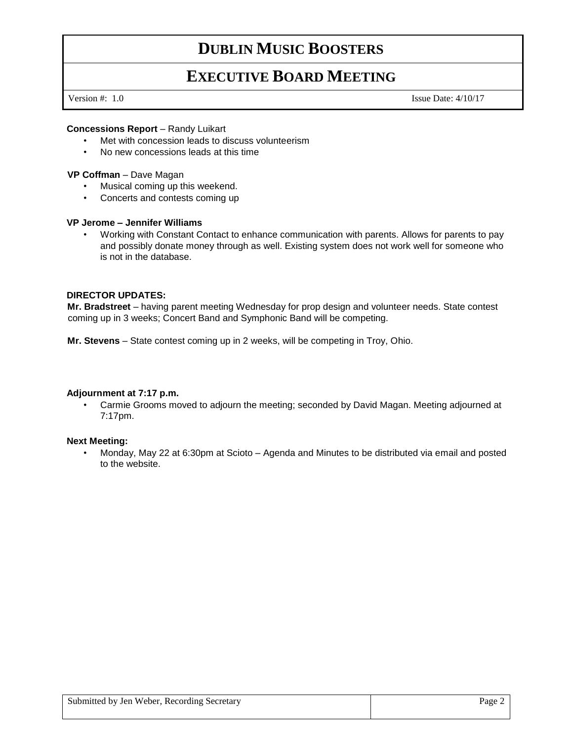**Concessions Report** – Randy Luikart

- Met with concession leads to discuss volunteerism
- No new concessions leads at this time

**VP Coffman** – Dave Magan

- Musical coming up this weekend.
- Concerts and contests coming up

**VP Jerome – Jennifer Williams**

- Working with Constant Contact to enhance communication with parents. Allows for parents to pay and possibly donate money through as well. Existing system does not work well for someone who is not in the database.

**DIRECTOR UPDATES:**

**Mr. Bradstreet** – having parent meeting Wednesday for prop design and volunteer needs. State contest coming up in 3 weeks; Concert Band and Symphonic Band will be competing.

**Mr. Stevens** – State contest coming up in 2 weeks, will be competing in Troy, Ohio.

**Adjournment at 7:17 p.m.**

- Carmie Grooms moved to adjourn the meeting; seconded by David Magan. Meeting adjourned at 7:17pm.

**Next Meeting:**

- Monday, May 22 at 6:30pm at Scioto – Agenda and Minutes to be distributed via email and posted to the website.